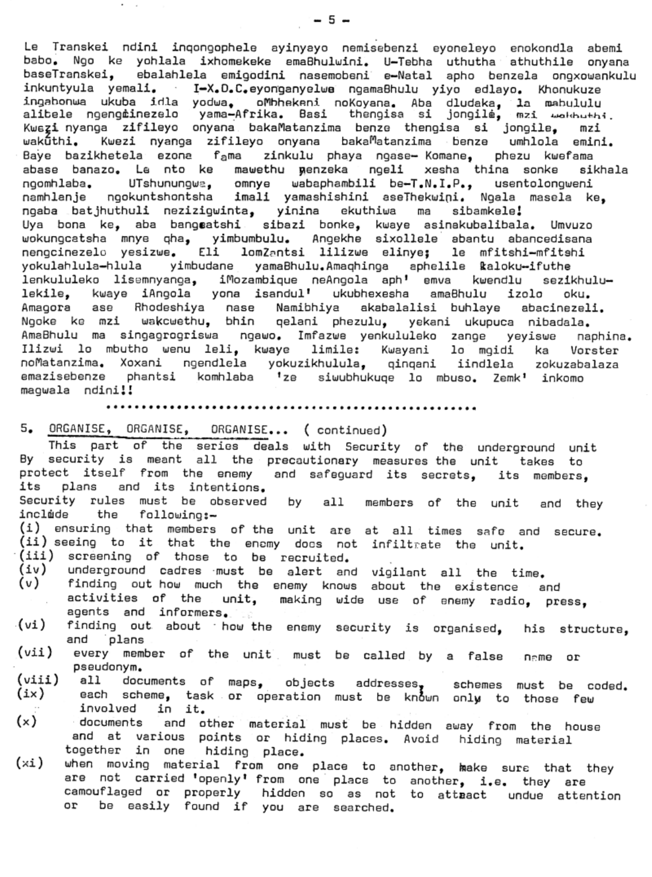Le Transkei ndini inqongophele ayinyayo nemisebenzi eyoneleyo enokondla abemi babo. Ngo ke yohlala ixhomekeke emaBhulwini. U-Tebha uthutha athuthile onyana baseTranskei, ebalahlela emigodini nasemobeni e-Natal apho benzela ongxowankulu inkuntyula yemali. I-X.D.C.eyonganyelwe ngamaBhulu yiyo edlayo. Khonukuze ingabonwa ukuba idla yodwa, oMbhekeni noKoyana. Aba dludaka, la mabululu alibele ngengcinezelo yama-Afrika. Basi thengisa si jongile, mzi wakhuthi. Kwezi nyanga zifileyo onyana bakaMatanzima benze thengisa si jongile, mzi wakuthi. Kwezi nyanga zifileyo onyana bakaMatanzima benze umhlola emini. Baye bazikhetela ezona fama zinkulu phaya ngase- Komane, phezu kwefama abase banazo. Le nto ke mawethu yenzeka ngeli xesha thina sonke sikhala ngomhlaba. UTshunungwa, omnye wabaphambili be-T.N.I.P., usentolongweni namhlanje ngokuntshontsha imali yamashishini aseThekwini. Ngala masela ke, ngaba batjhuthuli neziziqwinta, yinina ekuthiwa ma sibamkele!
Uya bona ke, aba bangcatshi sibazi bonke, kwaye asinakubalibala. Umvuzo wokungcatsha mnye qha, yimbumbulu. Angekhe sixollele abantu abancedisana nengcinezelo yesizwe. Eli lomZantsi lilizwe elinye; le mfitshi-mfitshi yokulahlula-hlula yimbudane yamaBhulu.Amaqhinga aphelile Ealoku-ifuthe lenkululeko lisemnyanga, iMozambique neAngola aph' emva kwendlu sezikhulu-lekile, kwaye iAngola yona isandul' ukubhexesha amaBhulu izolo oku. Amagora ase Rhodeshiya nase Namibhiya akabalalisi buhlaye abacinezeli. Ngoke ke mzi wakcwethu, bhin qelani phezulu, yekani ukupuca nibadala. AmaBhulu ma singagrogriswa ngawo. Imfazwe yenkululeko zange yeyiswe naphina. Ilizwi lo mbutho wenu leli, kwaye limile: Kwayani lo mgidi ka Vorster noMatanzima. Xoxani ngendlela yokuzikhulula, qinqani iindlela zokuzabalaza emazisebenze phantsi komhlaba 'ze siwubhukuqe lo mbuso. Zemk' inkomo magwala ndini!!

..................................................

## 5. ORGANISE, ORGANISE, ORGANISE... ( continued)

This part of the series deals with Security of the underground unit By security is meant all the precautionary measures the unit takes to protect itself from the enemy and safeguard its secrets, its members, its plans and its intentions.
Security rules must be observed by all members of the unit and they include the following:-

(i) ensuring that members of the unit are at all times safe and secure.
(ii) seeing to it that the enemy does not infiltrate the unit.
(iii) screening of those to be recruited.
(iv) underground cadres must be alert and vigilant all the time.
(v) finding out how much the enemy knows about the existence and activities of the unit, making wide use of enemy radio, press, agents and informers.
(vi) finding out about how the enemy security is organised, his structure, and plans
(vii) every member of the unit must be called by a false name or pseudonym.
(viii) all documents of maps, objects addresses, schemes must be coded.
(ix) each scheme, task or operation must be known only to those few involved in it.
(x) documents and other material must be hidden away from the house and at various points or hiding places. Avoid hiding material together in one hiding place.
(xi) when moving material from one place to another, make sure that they are not carried 'openly' from one place to another, i.e. they are camouflaged or properly hidden so as not to attract undue attention or be easily found if you are searched.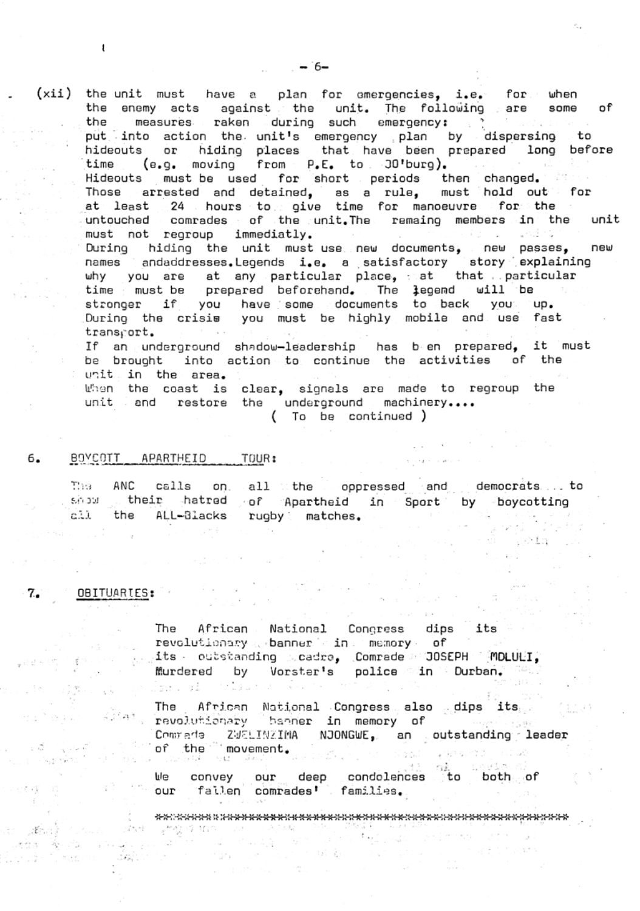(xii) the unit must have a plan for emergencies, i.e. for when the enemy acts against the unit. The following are some of the measures raken during such emergency:
put into action the unit's emergency plan by dispersing to hideouts or hiding places that have been prepared long before time (e.g. moving from P.E. to JO'burg).
Hideouts must be used for short periods then changed.
Those arrested and detained, as a rule, must hold out for at least 24 hours to give time for manoeuvre for the untouched comrades of the unit. The remaing members in the unit must not regroup immediatly.
During hiding the unit must use new documents, new passes, new names andaddresses. Legends i.e. a satisfactory story explaining why you are at any particular place, at that particular time must be prepared beforehand. The legemd will be stronger if you have some documents to back you up.
During the crisis you must be highly mobile and use fast transport.
If an underground shadow-leadership has b en prepared, it must be brought into action to continue the activities of the unit in the area.
When the coast is clear, signals are made to regroup the unit and restore the underground machinery....

( To be continued )

6. BOYCOTT APARTHEID TOUR:

The ANC calls on all the oppressed and democrats ... to show their hatred of Apartheid in Sport by boycotting all the ALL-Blacks rugby matches.

7. OBITUARIES:

The African National Congress dips its revolutionary banner in memory of its outstanding cadre, Comrade JOSEPH MDLULI, Murdered by Vorster's police in Durban.

The African National Congress also dips its revolutionary banner in memory of Comrade ZWELINZIMA NJONGWE, an outstanding leader of the movement.

We convey our deep condolences to both of our fallen comrades' families.

************************************************************